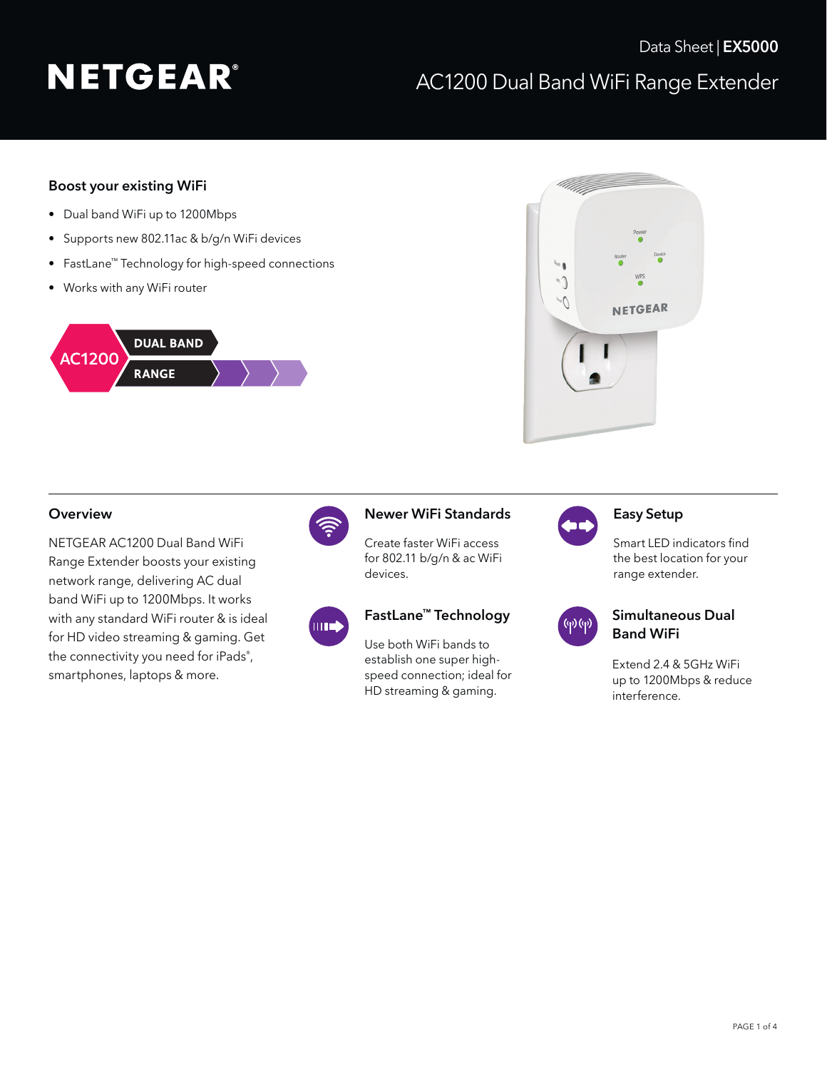Data Sheet | **EX5000**

# NETGEAR®

## AC1200 Dual Band WiFi Range Extender

### Boost your existing WiFi

- Dual band WiFi up to 1200Mbps
- Supports new 802.11ac & b/g/n WiFi devices
- FastLane™ Technology for high-speed connections
- Works with any WiFi router

AC1200 DUAL BAND RANGE

### Overview

NETGEAR AC1200 Dual Band WiFi Range Extender boosts your existing network range, delivering AC dual band WiFi up to 1200Mbps. It works with any standard WiFi router & is ideal for HD video streaming & gaming. Get the connectivity you need for iPads®, smartphones, laptops & more.

### Newer WiFi Standards

Create faster WiFi access for 802.11 b/g/n & ac WiFi devices.

### FastLane™ Technology

Use both WiFi bands to establish one super high-speed connection; ideal for HD streaming & gaming.

### Easy Setup

Smart LED indicators find the best location for your range extender.

### Simultaneous Dual Band WiFi

Extend 2.4 & 5GHz WiFi up to 1200Mbps & reduce interference.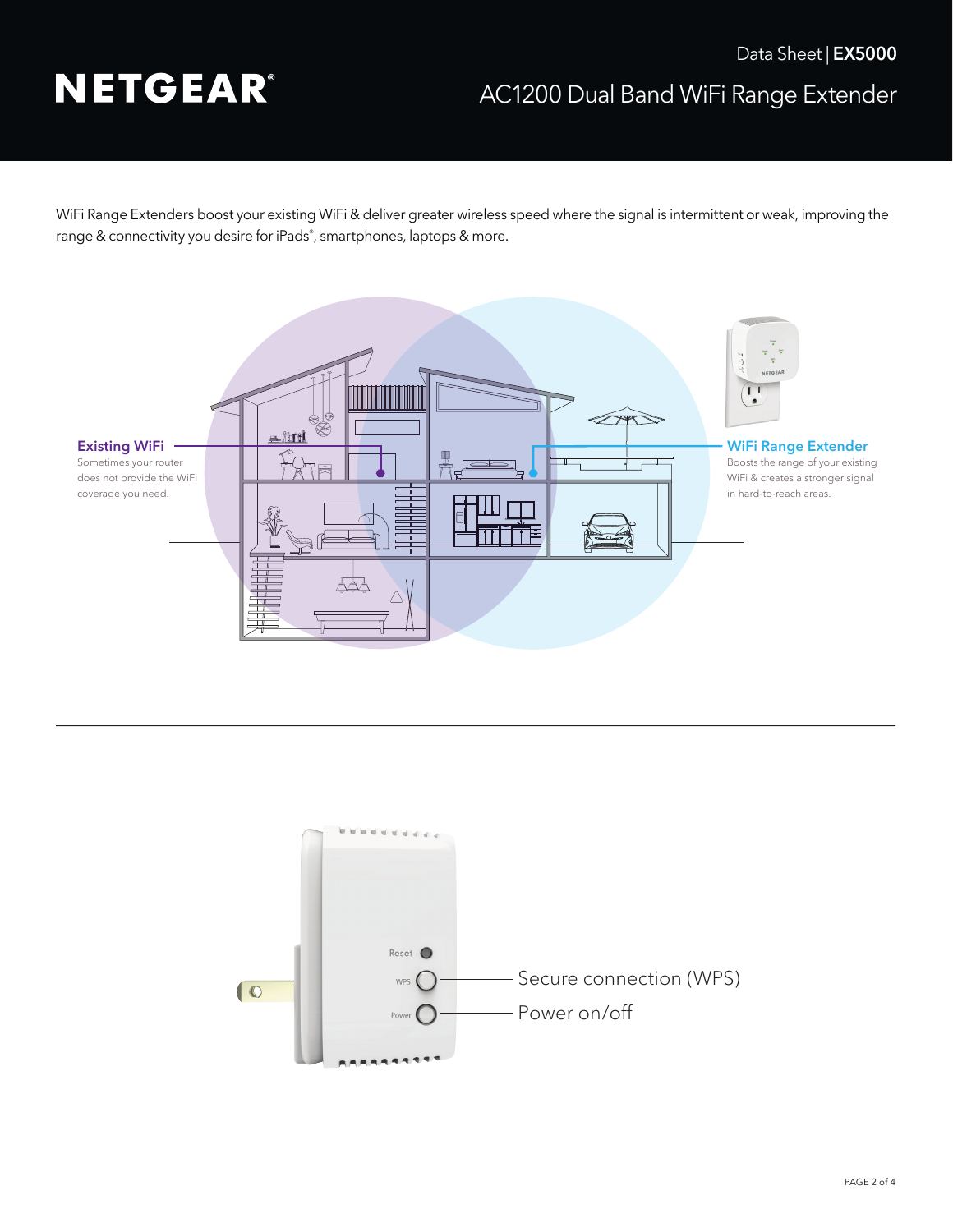WiFi Range Extenders boost your existing WiFi & deliver greater wireless speed where the signal is intermittent or weak, improving the range & connectivity you desire for iPads®, smartphones, laptops & more.

**Existing WiFi**
Sometimes your router does not provide the WiFi coverage you need.

**WiFi Range Extender**
Boosts the range of your existing WiFi & creates a stronger signal in hard-to-reach areas.

Reset

WPS — Secure connection (WPS)

Power — Power on/off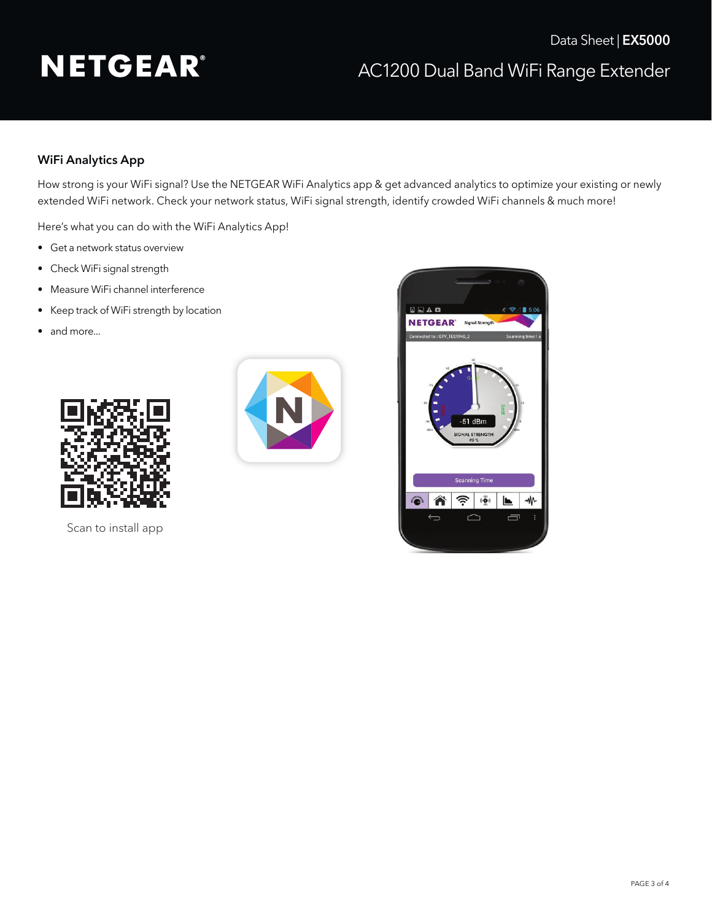## WiFi Analytics App

How strong is your WiFi signal? Use the NETGEAR WiFi Analytics app & get advanced analytics to optimize your existing or newly extended WiFi network. Check your network status, WiFi signal strength, identify crowded WiFi channels & much more!

Here's what you can do with the WiFi Analytics App!

- Get a network status overview
- Check WiFi signal strength
- Measure WiFi channel interference
- Keep track of WiFi strength by location
- and more...

Scan to install app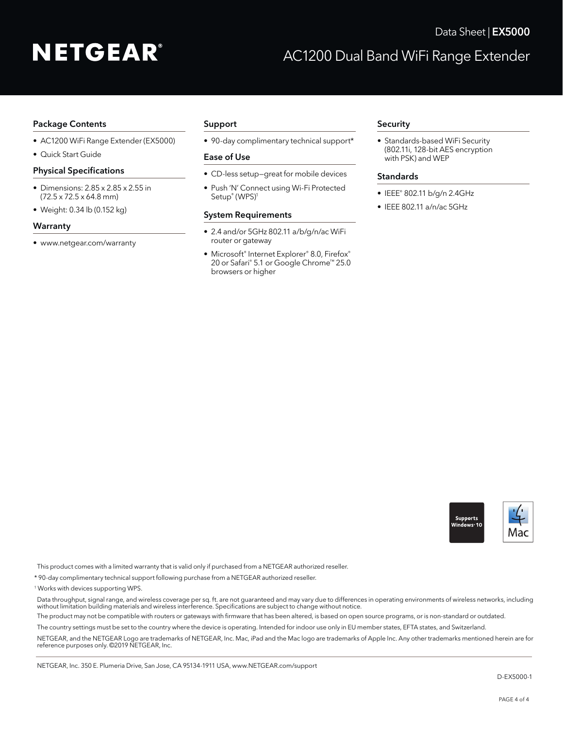Data Sheet | **EX5000**

# AC1200 Dual Band WiFi Range Extender

## Package Contents

- AC1200 WiFi Range Extender (EX5000)
- Quick Start Guide

## Physical Specifications

- Dimensions: 2.85 x 2.85 x 2.55 in (72.5 x 72.5 x 64.8 mm)
- Weight: 0.34 lb (0.152 kg)

## Warranty

- www.netgear.com/warranty

## Support

- 90-day complimentary technical support*

## Ease of Use

- CD-less setup—great for mobile devices
- Push 'N' Connect using Wi-Fi Protected Setup® (WPS)[1]

## System Requirements

- 2.4 and/or 5GHz 802.11 a/b/g/n/ac WiFi router or gateway
- Microsoft® Internet Explorer® 8.0, Firefox® 20 or Safari® 5.1 or Google Chrome™ 25.0 browsers or higher

## Security

- Standards-based WiFi Security (802.11i, 128-bit AES encryption with PSK) and WEP

## Standards

- IEEE® 802.11 b/g/n 2.4GHz
- IEEE 802.11 a/n/ac 5GHz

Supports Windows® 10

Mac

This product comes with a limited warranty that is valid only if purchased from a NETGEAR authorized reseller.

* 90-day complimentary technical support following purchase from a NETGEAR authorized reseller.

[1] Works with devices supporting WPS.

Data throughput, signal range, and wireless coverage per sq. ft. are not guaranteed and may vary due to differences in operating environments of wireless networks, including without limitation building materials and wireless interference. Specifications are subject to change without notice.

The product may not be compatible with routers or gateways with firmware that has been altered, is based on open source programs, or is non-standard or outdated.

The country settings must be set to the country where the device is operating. Intended for indoor use only in EU member states, EFTA states, and Switzerland.

NETGEAR, and the NETGEAR Logo are trademarks of NETGEAR, Inc. Mac, iPad and the Mac logo are trademarks of Apple Inc. Any other trademarks mentioned herein are for reference purposes only. ©2019 NETGEAR, Inc.

NETGEAR, Inc. 350 E. Plumeria Drive, San Jose, CA 95134-1911 USA, www.NETGEAR.com/support

D-EX5000-1